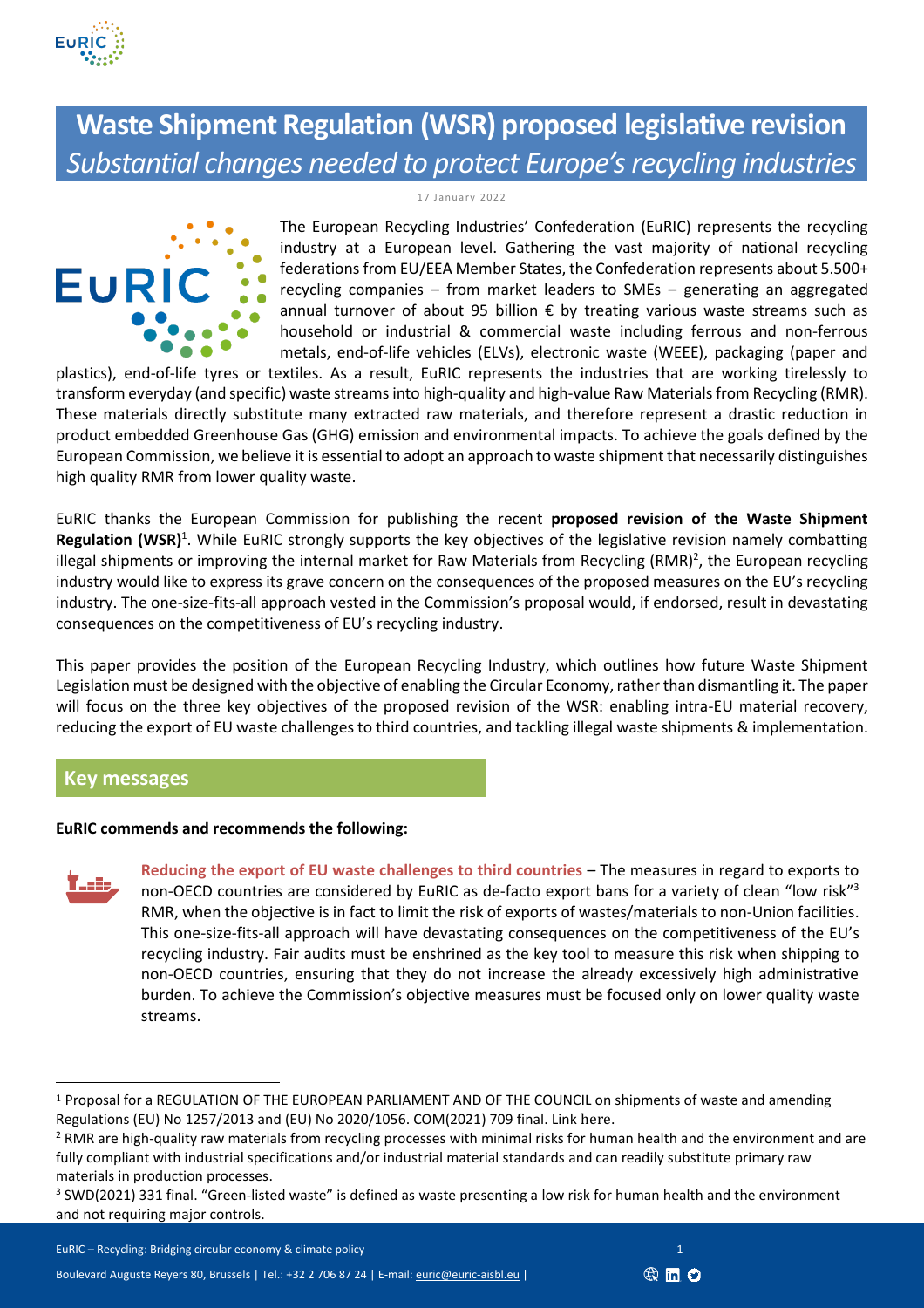# Waste Shipment Regulation (WSR) proposed legislative revision

*Substantial changes needed to protect Europe's recycling industries*

17 January 2022

The European Recycling Industries' Confederation (EuRIC) represents the recycling industry at a European level. Gathering the vast majority of national recycling federations from EU/EEA Member States, the Confederation represents about 5.500+ recycling companies – from market leaders to SMEs – generating an aggregated annual turnover of about 95 billion € by treating various waste streams such as household or industrial & commercial waste including ferrous and non-ferrous metals, end-of-life vehicles (ELVs), electronic waste (WEEE), packaging (paper and plastics), end-of-life tyres or textiles. As a result, EuRIC represents the industries that are working tirelessly to transform everyday (and specific) waste streams into high-quality and high-value Raw Materials from Recycling (RMR). These materials directly substitute many extracted raw materials, and therefore represent a drastic reduction in product embedded Greenhouse Gas (GHG) emission and environmental impacts. To achieve the goals defined by the European Commission, we believe it is essential to adopt an approach to waste shipment that necessarily distinguishes high quality RMR from lower quality waste.

EuRIC thanks the European Commission for publishing the recent **proposed revision of the Waste Shipment Regulation (WSR)**[1]. While EuRIC strongly supports the key objectives of the legislative revision namely combatting illegal shipments or improving the internal market for Raw Materials from Recycling (RMR)[2], the European recycling industry would like to express its grave concern on the consequences of the proposed measures on the EU's recycling industry. The one-size-fits-all approach vested in the Commission's proposal would, if endorsed, result in devastating consequences on the competitiveness of EU's recycling industry.

This paper provides the position of the European Recycling Industry, which outlines how future Waste Shipment Legislation must be designed with the objective of enabling the Circular Economy, rather than dismantling it. The paper will focus on the three key objectives of the proposed revision of the WSR: enabling intra-EU material recovery, reducing the export of EU waste challenges to third countries, and tackling illegal waste shipments & implementation.

## Key messages

**EuRIC commends and recommends the following:**

**Reducing the export of EU waste challenges to third countries** – The measures in regard to exports to non-OECD countries are considered by EuRIC as de-facto export bans for a variety of clean "low risk"[3] RMR, when the objective is in fact to limit the risk of exports of wastes/materials to non-Union facilities. This one-size-fits-all approach will have devastating consequences on the competitiveness of the EU's recycling industry. Fair audits must be enshrined as the key tool to measure this risk when shipping to non-OECD countries, ensuring that they do not increase the already excessively high administrative burden. To achieve the Commission's objective measures must be focused only on lower quality waste streams.

---

[1] Proposal for a REGULATION OF THE EUROPEAN PARLIAMENT AND OF THE COUNCIL on shipments of waste and amending Regulations (EU) No 1257/2013 and (EU) No 2020/1056. COM(2021) 709 final. Link here.

[2] RMR are high-quality raw materials from recycling processes with minimal risks for human health and the environment and are fully compliant with industrial specifications and/or industrial material standards and can readily substitute primary raw materials in production processes.

[3] SWD(2021) 331 final. "Green-listed waste" is defined as waste presenting a low risk for human health and the environment and not requiring major controls.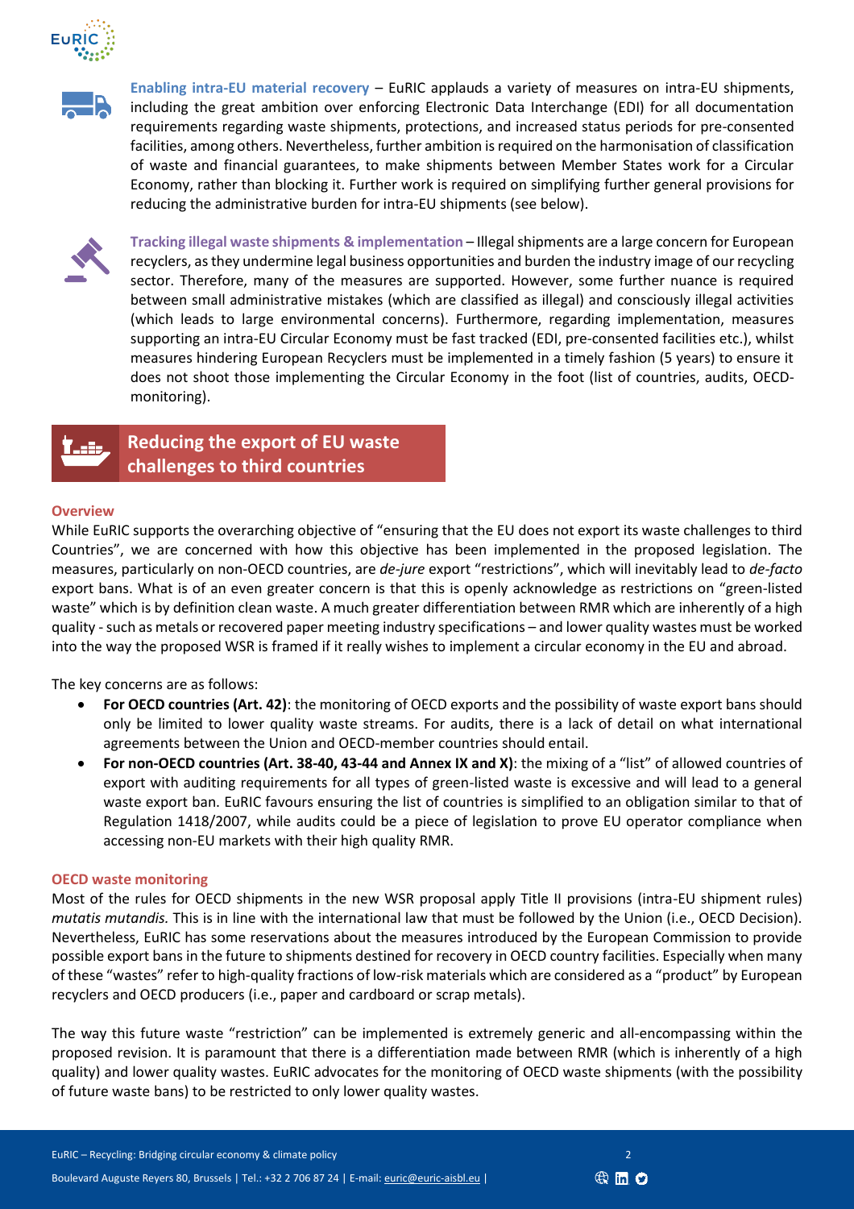**Enabling intra-EU material recovery** – EuRIC applauds a variety of measures on intra-EU shipments, including the great ambition over enforcing Electronic Data Interchange (EDI) for all documentation requirements regarding waste shipments, protections, and increased status periods for pre-consented facilities, among others. Nevertheless, further ambition is required on the harmonisation of classification of waste and financial guarantees, to make shipments between Member States work for a Circular Economy, rather than blocking it. Further work is required on simplifying further general provisions for reducing the administrative burden for intra-EU shipments (see below).

**Tracking illegal waste shipments & implementation** – Illegal shipments are a large concern for European recyclers, as they undermine legal business opportunities and burden the industry image of our recycling sector. Therefore, many of the measures are supported. However, some further nuance is required between small administrative mistakes (which are classified as illegal) and consciously illegal activities (which leads to large environmental concerns). Furthermore, regarding implementation, measures supporting an intra-EU Circular Economy must be fast tracked (EDI, pre-consented facilities etc.), whilst measures hindering European Recyclers must be implemented in a timely fashion (5 years) to ensure it does not shoot those implementing the Circular Economy in the foot (list of countries, audits, OECD-monitoring).

## Reducing the export of EU waste challenges to third countries

### Overview

While EuRIC supports the overarching objective of "ensuring that the EU does not export its waste challenges to third Countries", we are concerned with how this objective has been implemented in the proposed legislation. The measures, particularly on non-OECD countries, are *de-jure* export "restrictions", which will inevitably lead to *de-facto* export bans. What is of an even greater concern is that this is openly acknowledge as restrictions on "green-listed waste" which is by definition clean waste. A much greater differentiation between RMR which are inherently of a high quality - such as metals or recovered paper meeting industry specifications – and lower quality wastes must be worked into the way the proposed WSR is framed if it really wishes to implement a circular economy in the EU and abroad.

The key concerns are as follows:

- **For OECD countries (Art. 42)**: the monitoring of OECD exports and the possibility of waste export bans should only be limited to lower quality waste streams. For audits, there is a lack of detail on what international agreements between the Union and OECD-member countries should entail.
- **For non-OECD countries (Art. 38-40, 43-44 and Annex IX and X)**: the mixing of a "list" of allowed countries of export with auditing requirements for all types of green-listed waste is excessive and will lead to a general waste export ban. EuRIC favours ensuring the list of countries is simplified to an obligation similar to that of Regulation 1418/2007, while audits could be a piece of legislation to prove EU operator compliance when accessing non-EU markets with their high quality RMR.

### OECD waste monitoring

Most of the rules for OECD shipments in the new WSR proposal apply Title II provisions (intra-EU shipment rules) *mutatis mutandis.* This is in line with the international law that must be followed by the Union (i.e., OECD Decision). Nevertheless, EuRIC has some reservations about the measures introduced by the European Commission to provide possible export bans in the future to shipments destined for recovery in OECD country facilities. Especially when many of these "wastes" refer to high-quality fractions of low-risk materials which are considered as a "product" by European recyclers and OECD producers (i.e., paper and cardboard or scrap metals).

The way this future waste "restriction" can be implemented is extremely generic and all-encompassing within the proposed revision. It is paramount that there is a differentiation made between RMR (which is inherently of a high quality) and lower quality wastes. EuRIC advocates for the monitoring of OECD waste shipments (with the possibility of future waste bans) to be restricted to only lower quality wastes.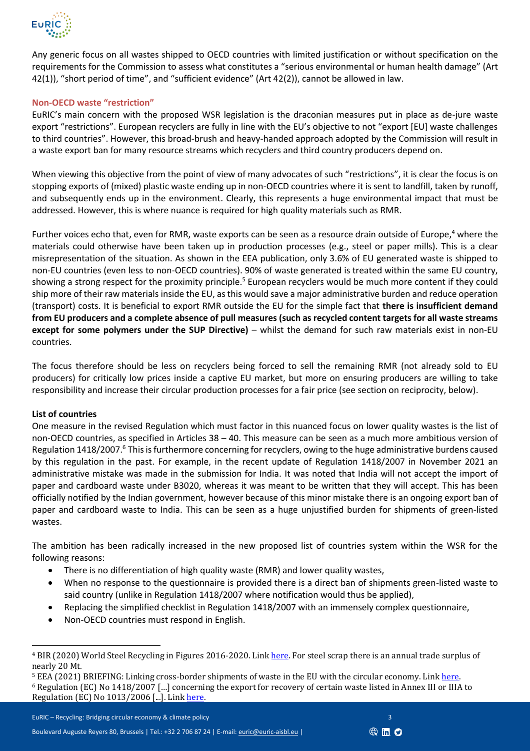Any generic focus on all wastes shipped to OECD countries with limited justification or without specification on the requirements for the Commission to assess what constitutes a "serious environmental or human health damage" (Art 42(1)), "short period of time", and "sufficient evidence" (Art 42(2)), cannot be allowed in law.

### Non-OECD waste "restriction"

EuRIC's main concern with the proposed WSR legislation is the draconian measures put in place as de-jure waste export "restrictions". European recyclers are fully in line with the EU's objective to not "export [EU] waste challenges to third countries". However, this broad-brush and heavy-handed approach adopted by the Commission will result in a waste export ban for many resource streams which recyclers and third country producers depend on.

When viewing this objective from the point of view of many advocates of such "restrictions", it is clear the focus is on stopping exports of (mixed) plastic waste ending up in non-OECD countries where it is sent to landfill, taken by runoff, and subsequently ends up in the environment. Clearly, this represents a huge environmental impact that must be addressed. However, this is where nuance is required for high quality materials such as RMR.

Further voices echo that, even for RMR, waste exports can be seen as a resource drain outside of Europe,[4] where the materials could otherwise have been taken up in production processes (e.g., steel or paper mills). This is a clear misrepresentation of the situation. As shown in the EEA publication, only 3.6% of EU generated waste is shipped to non-EU countries (even less to non-OECD countries). 90% of waste generated is treated within the same EU country, showing a strong respect for the proximity principle.[5] European recyclers would be much more content if they could ship more of their raw materials inside the EU, as this would save a major administrative burden and reduce operation (transport) costs. It is beneficial to export RMR outside the EU for the simple fact that **there is insufficient demand from EU producers and a complete absence of pull measures (such as recycled content targets for all waste streams except for some polymers under the SUP Directive)** – whilst the demand for such raw materials exist in non-EU countries.

The focus therefore should be less on recyclers being forced to sell the remaining RMR (not already sold to EU producers) for critically low prices inside a captive EU market, but more on ensuring producers are willing to take responsibility and increase their circular production processes for a fair price (see section on reciprocity, below).

### List of countries

One measure in the revised Regulation which must factor in this nuanced focus on lower quality wastes is the list of non-OECD countries, as specified in Articles 38 – 40. This measure can be seen as a much more ambitious version of Regulation 1418/2007.[6] This is furthermore concerning for recyclers, owing to the huge administrative burdens caused by this regulation in the past. For example, in the recent update of Regulation 1418/2007 in November 2021 an administrative mistake was made in the submission for India. It was noted that India will not accept the import of paper and cardboard waste under B3020, whereas it was meant to be written that they will accept. This has been officially notified by the Indian government, however because of this minor mistake there is an ongoing export ban of paper and cardboard waste to India. This can be seen as a huge unjustified burden for shipments of green-listed wastes.

The ambition has been radically increased in the new proposed list of countries system within the WSR for the following reasons:

- There is no differentiation of high quality waste (RMR) and lower quality wastes,
- When no response to the questionnaire is provided there is a direct ban of shipments green-listed waste to said country (unlike in Regulation 1418/2007 where notification would thus be applied),
- Replacing the simplified checklist in Regulation 1418/2007 with an immensely complex questionnaire,
- Non-OECD countries must respond in English.

---

[4] BIR (2020) World Steel Recycling in Figures 2016-2020. Link here. For steel scrap there is an annual trade surplus of nearly 20 Mt.

[5] EEA (2021) BRIEFING: Linking cross-border shipments of waste in the EU with the circular economy. Link here.

[6] Regulation (EC) No 1418/2007 […] concerning the export for recovery of certain waste listed in Annex III or IIIA to Regulation (EC) No 1013/2006 […]. Link here.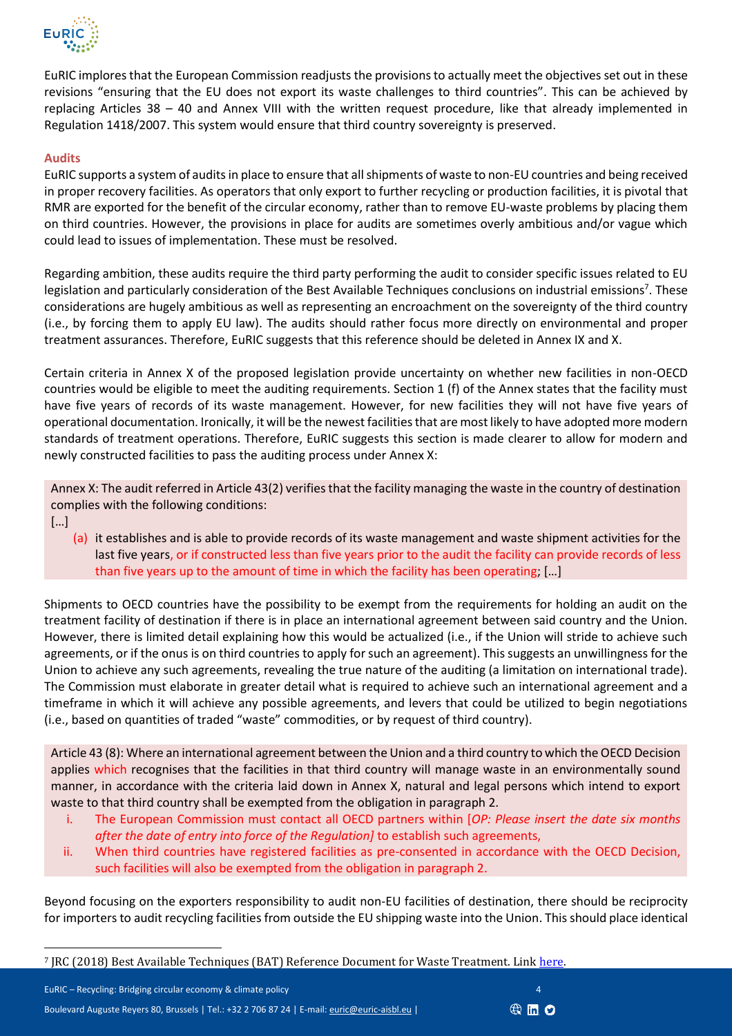EuRIC implores that the European Commission readjusts the provisions to actually meet the objectives set out in these revisions "ensuring that the EU does not export its waste challenges to third countries". This can be achieved by replacing Articles 38 – 40 and Annex VIII with the written request procedure, like that already implemented in Regulation 1418/2007. This system would ensure that third country sovereignty is preserved.

### Audits

EuRIC supports a system of audits in place to ensure that all shipments of waste to non-EU countries and being received in proper recovery facilities. As operators that only export to further recycling or production facilities, it is pivotal that RMR are exported for the benefit of the circular economy, rather than to remove EU-waste problems by placing them on third countries. However, the provisions in place for audits are sometimes overly ambitious and/or vague which could lead to issues of implementation. These must be resolved.

Regarding ambition, these audits require the third party performing the audit to consider specific issues related to EU legislation and particularly consideration of the Best Available Techniques conclusions on industrial emissions[7]. These considerations are hugely ambitious as well as representing an encroachment on the sovereignty of the third country (i.e., by forcing them to apply EU law). The audits should rather focus more directly on environmental and proper treatment assurances. Therefore, EuRIC suggests that this reference should be deleted in Annex IX and X.

Certain criteria in Annex X of the proposed legislation provide uncertainty on whether new facilities in non-OECD countries would be eligible to meet the auditing requirements. Section 1 (f) of the Annex states that the facility must have five years of records of its waste management. However, for new facilities they will not have five years of operational documentation. Ironically, it will be the newest facilities that are most likely to have adopted more modern standards of treatment operations. Therefore, EuRIC suggests this section is made clearer to allow for modern and newly constructed facilities to pass the auditing process under Annex X:

> Annex X: The audit referred in Article 43(2) verifies that the facility managing the waste in the country of destination complies with the following conditions:
>
> […]
>
> (a) it establishes and is able to provide records of its waste management and waste shipment activities for the last five years, or if constructed less than five years prior to the audit the facility can provide records of less than five years up to the amount of time in which the facility has been operating; […]

Shipments to OECD countries have the possibility to be exempt from the requirements for holding an audit on the treatment facility of destination if there is in place an international agreement between said country and the Union. However, there is limited detail explaining how this would be actualized (i.e., if the Union will stride to achieve such agreements, or if the onus is on third countries to apply for such an agreement). This suggests an unwillingness for the Union to achieve any such agreements, revealing the true nature of the auditing (a limitation on international trade). The Commission must elaborate in greater detail what is required to achieve such an international agreement and a timeframe in which it will achieve any possible agreements, and levers that could be utilized to begin negotiations (i.e., based on quantities of traded "waste" commodities, or by request of third country).

> Article 43 (8): Where an international agreement between the Union and a third country to which the OECD Decision applies which recognises that the facilities in that third country will manage waste in an environmentally sound manner, in accordance with the criteria laid down in Annex X, natural and legal persons which intend to export waste to that third country shall be exempted from the obligation in paragraph 2.
>
> i. The European Commission must contact all OECD partners within [*OP: Please insert the date six months after the date of entry into force of the Regulation*] to establish such agreements,
>
> ii. When third countries have registered facilities as pre-consented in accordance with the OECD Decision, such facilities will also be exempted from the obligation in paragraph 2.

Beyond focusing on the exporters responsibility to audit non-EU facilities of destination, there should be reciprocity for importers to audit recycling facilities from outside the EU shipping waste into the Union. This should place identical

---

[7] JRC (2018) Best Available Techniques (BAT) Reference Document for Waste Treatment. Link here.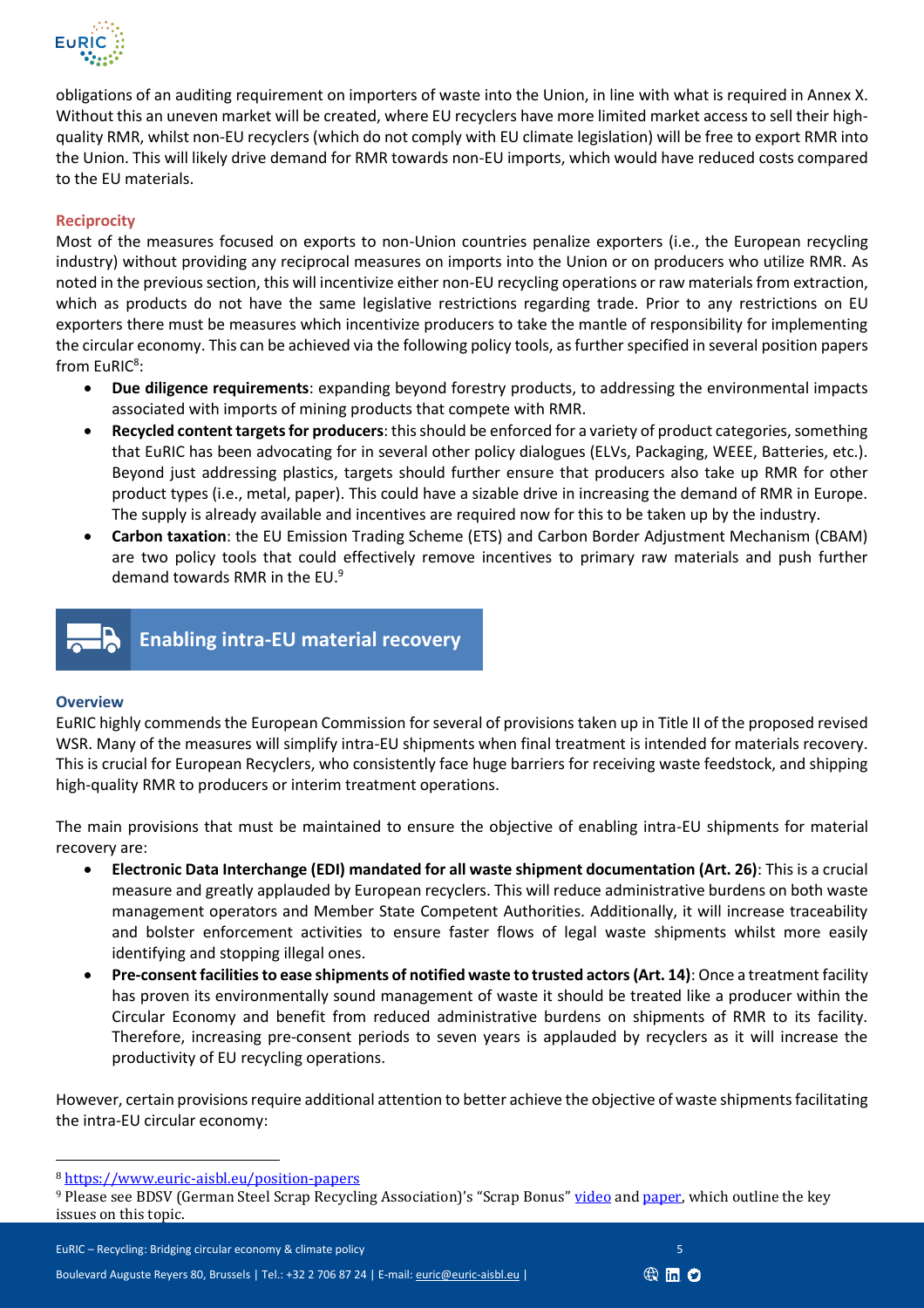obligations of an auditing requirement on importers of waste into the Union, in line with what is required in Annex X. Without this an uneven market will be created, where EU recyclers have more limited market access to sell their high-quality RMR, whilst non-EU recyclers (which do not comply with EU climate legislation) will be free to export RMR into the Union. This will likely drive demand for RMR towards non-EU imports, which would have reduced costs compared to the EU materials.

### Reciprocity

Most of the measures focused on exports to non-Union countries penalize exporters (i.e., the European recycling industry) without providing any reciprocal measures on imports into the Union or on producers who utilize RMR. As noted in the previous section, this will incentivize either non-EU recycling operations or raw materials from extraction, which as products do not have the same legislative restrictions regarding trade. Prior to any restrictions on EU exporters there must be measures which incentivize producers to take the mantle of responsibility for implementing the circular economy. This can be achieved via the following policy tools, as further specified in several position papers from EuRIC[8]:

- **Due diligence requirements**: expanding beyond forestry products, to addressing the environmental impacts associated with imports of mining products that compete with RMR.
- **Recycled content targets for producers**: this should be enforced for a variety of product categories, something that EuRIC has been advocating for in several other policy dialogues (ELVs, Packaging, WEEE, Batteries, etc.). Beyond just addressing plastics, targets should further ensure that producers also take up RMR for other product types (i.e., metal, paper). This could have a sizable drive in increasing the demand of RMR in Europe. The supply is already available and incentives are required now for this to be taken up by the industry.
- **Carbon taxation**: the EU Emission Trading Scheme (ETS) and Carbon Border Adjustment Mechanism (CBAM) are two policy tools that could effectively remove incentives to primary raw materials and push further demand towards RMR in the EU.[9]

## Enabling intra-EU material recovery

### Overview

EuRIC highly commends the European Commission for several of provisions taken up in Title II of the proposed revised WSR. Many of the measures will simplify intra-EU shipments when final treatment is intended for materials recovery. This is crucial for European Recyclers, who consistently face huge barriers for receiving waste feedstock, and shipping high-quality RMR to producers or interim treatment operations.

The main provisions that must be maintained to ensure the objective of enabling intra-EU shipments for material recovery are:

- **Electronic Data Interchange (EDI) mandated for all waste shipment documentation (Art. 26)**: This is a crucial measure and greatly applauded by European recyclers. This will reduce administrative burdens on both waste management operators and Member State Competent Authorities. Additionally, it will increase traceability and bolster enforcement activities to ensure faster flows of legal waste shipments whilst more easily identifying and stopping illegal ones.
- **Pre-consent facilities to ease shipments of notified waste to trusted actors (Art. 14)**: Once a treatment facility has proven its environmentally sound management of waste it should be treated like a producer within the Circular Economy and benefit from reduced administrative burdens on shipments of RMR to its facility. Therefore, increasing pre-consent periods to seven years is applauded by recyclers as it will increase the productivity of EU recycling operations.

However, certain provisions require additional attention to better achieve the objective of waste shipments facilitating the intra-EU circular economy:

---

[8] https://www.euric-aisbl.eu/position-papers

[9] Please see BDSV (German Steel Scrap Recycling Association)'s "Scrap Bonus" video and paper, which outline the key issues on this topic.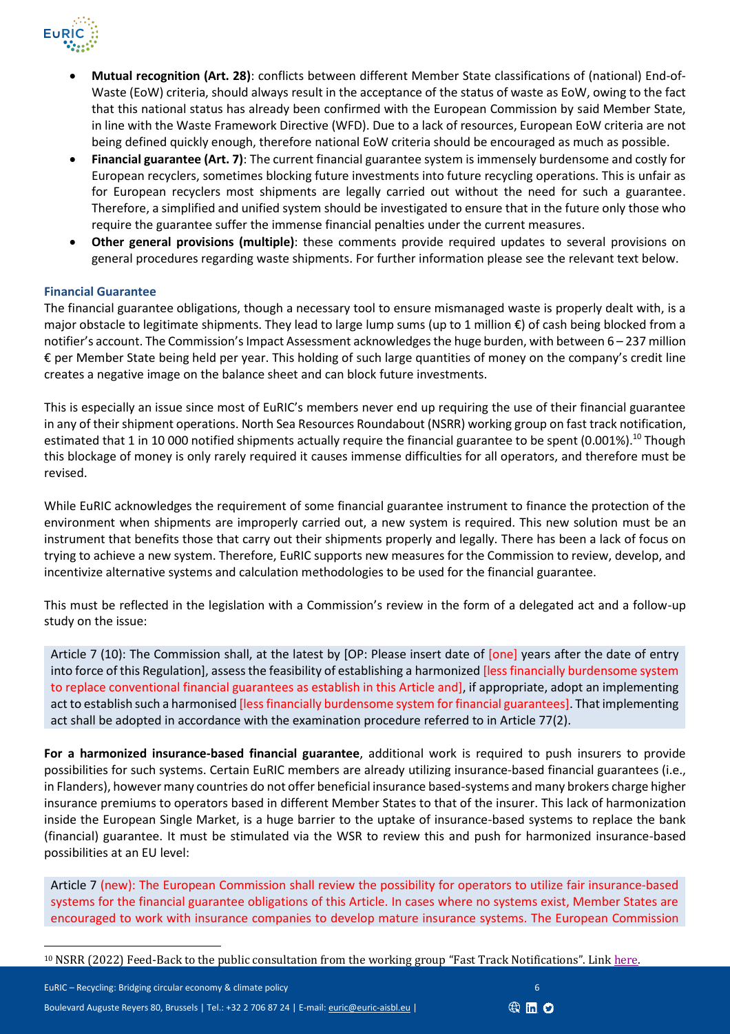- **Mutual recognition (Art. 28)**: conflicts between different Member State classifications of (national) End-of-Waste (EoW) criteria, should always result in the acceptance of the status of waste as EoW, owing to the fact that this national status has already been confirmed with the European Commission by said Member State, in line with the Waste Framework Directive (WFD). Due to a lack of resources, European EoW criteria are not being defined quickly enough, therefore national EoW criteria should be encouraged as much as possible.
- **Financial guarantee (Art. 7)**: The current financial guarantee system is immensely burdensome and costly for European recyclers, sometimes blocking future investments into future recycling operations. This is unfair as for European recyclers most shipments are legally carried out without the need for such a guarantee. Therefore, a simplified and unified system should be investigated to ensure that in the future only those who require the guarantee suffer the immense financial penalties under the current measures.
- **Other general provisions (multiple)**: these comments provide required updates to several provisions on general procedures regarding waste shipments. For further information please see the relevant text below.

### Financial Guarantee

The financial guarantee obligations, though a necessary tool to ensure mismanaged waste is properly dealt with, is a major obstacle to legitimate shipments. They lead to large lump sums (up to 1 million €) of cash being blocked from a notifier's account. The Commission's Impact Assessment acknowledges the huge burden, with between 6 – 237 million € per Member State being held per year. This holding of such large quantities of money on the company's credit line creates a negative image on the balance sheet and can block future investments.

This is especially an issue since most of EuRIC's members never end up requiring the use of their financial guarantee in any of their shipment operations. North Sea Resources Roundabout (NSRR) working group on fast track notification, estimated that 1 in 10 000 notified shipments actually require the financial guarantee to be spent (0.001%).[10] Though this blockage of money is only rarely required it causes immense difficulties for all operators, and therefore must be revised.

While EuRIC acknowledges the requirement of some financial guarantee instrument to finance the protection of the environment when shipments are improperly carried out, a new system is required. This new solution must be an instrument that benefits those that carry out their shipments properly and legally. There has been a lack of focus on trying to achieve a new system. Therefore, EuRIC supports new measures for the Commission to review, develop, and incentivize alternative systems and calculation methodologies to be used for the financial guarantee.

This must be reflected in the legislation with a Commission's review in the form of a delegated act and a follow-up study on the issue:

> Article 7 (10): The Commission shall, at the latest by [OP: Please insert date of [one] years after the date of entry into force of this Regulation], assess the feasibility of establishing a harmonized [less financially burdensome system to replace conventional financial guarantees as establish in this Article and], if appropriate, adopt an implementing act to establish such a harmonised [less financially burdensome system for financial guarantees]. That implementing act shall be adopted in accordance with the examination procedure referred to in Article 77(2).

**For a harmonized insurance-based financial guarantee**, additional work is required to push insurers to provide possibilities for such systems. Certain EuRIC members are already utilizing insurance-based financial guarantees (i.e., in Flanders), however many countries do not offer beneficial insurance based-systems and many brokers charge higher insurance premiums to operators based in different Member States to that of the insurer. This lack of harmonization inside the European Single Market, is a huge barrier to the uptake of insurance-based systems to replace the bank (financial) guarantee. It must be stimulated via the WSR to review this and push for harmonized insurance-based possibilities at an EU level:

> Article 7 (new): The European Commission shall review the possibility for operators to utilize fair insurance-based systems for the financial guarantee obligations of this Article. In cases where no systems exist, Member States are encouraged to work with insurance companies to develop mature insurance systems. The European Commission

[10] NSRR (2022) Feed-Back to the public consultation from the working group "Fast Track Notifications". Link here.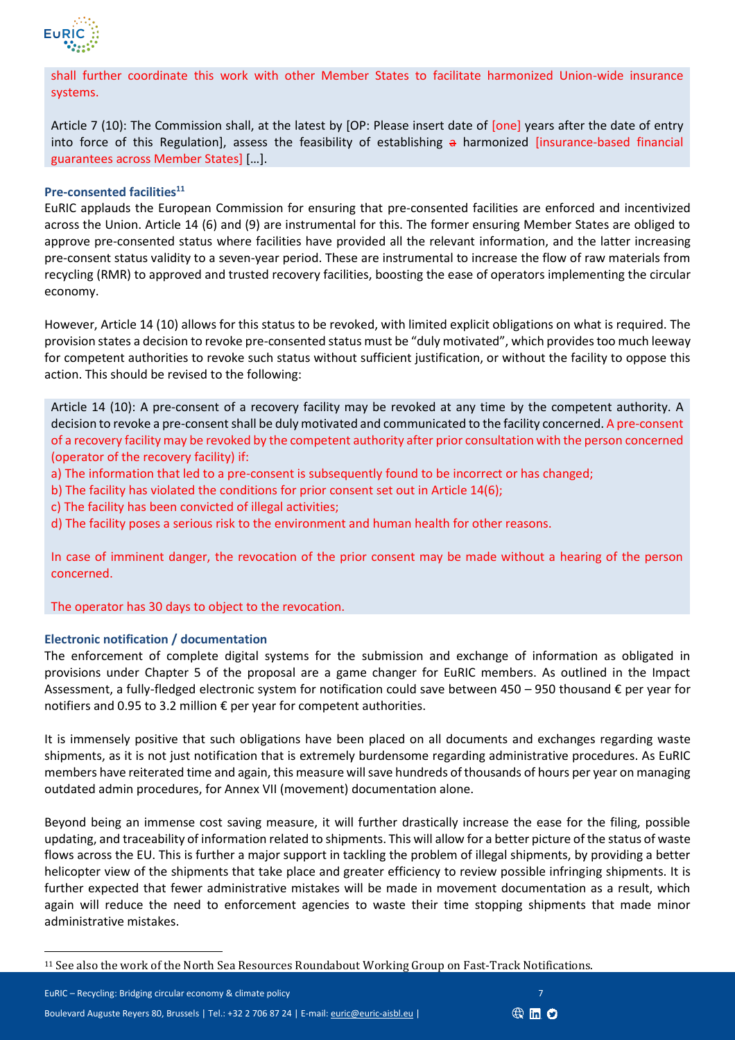shall further coordinate this work with other Member States to facilitate harmonized Union-wide insurance systems.

Article 7 (10): The Commission shall, at the latest by [OP: Please insert date of [one] years after the date of entry into force of this Regulation], assess the feasibility of establishing ~~a~~ harmonized [insurance-based financial guarantees across Member States] […].

### Pre-consented facilities[11]

EuRIC applauds the European Commission for ensuring that pre-consented facilities are enforced and incentivized across the Union. Article 14 (6) and (9) are instrumental for this. The former ensuring Member States are obliged to approve pre-consented status where facilities have provided all the relevant information, and the latter increasing pre-consent status validity to a seven-year period. These are instrumental to increase the flow of raw materials from recycling (RMR) to approved and trusted recovery facilities, boosting the ease of operators implementing the circular economy.

However, Article 14 (10) allows for this status to be revoked, with limited explicit obligations on what is required. The provision states a decision to revoke pre-consented status must be "duly motivated", which provides too much leeway for competent authorities to revoke such status without sufficient justification, or without the facility to oppose this action. This should be revised to the following:

Article 14 (10): A pre-consent of a recovery facility may be revoked at any time by the competent authority. A decision to revoke a pre-consent shall be duly motivated and communicated to the facility concerned. A pre-consent of a recovery facility may be revoked by the competent authority after prior consultation with the person concerned (operator of the recovery facility) if:

a) The information that led to a pre-consent is subsequently found to be incorrect or has changed;
b) The facility has violated the conditions for prior consent set out in Article 14(6);
c) The facility has been convicted of illegal activities;
d) The facility poses a serious risk to the environment and human health for other reasons.

In case of imminent danger, the revocation of the prior consent may be made without a hearing of the person concerned.

The operator has 30 days to object to the revocation.

### Electronic notification / documentation

The enforcement of complete digital systems for the submission and exchange of information as obligated in provisions under Chapter 5 of the proposal are a game changer for EuRIC members. As outlined in the Impact Assessment, a fully-fledged electronic system for notification could save between 450 – 950 thousand € per year for notifiers and 0.95 to 3.2 million € per year for competent authorities.

It is immensely positive that such obligations have been placed on all documents and exchanges regarding waste shipments, as it is not just notification that is extremely burdensome regarding administrative procedures. As EuRIC members have reiterated time and again, this measure will save hundreds of thousands of hours per year on managing outdated admin procedures, for Annex VII (movement) documentation alone.

Beyond being an immense cost saving measure, it will further drastically increase the ease for the filing, possible updating, and traceability of information related to shipments. This will allow for a better picture of the status of waste flows across the EU. This is further a major support in tackling the problem of illegal shipments, by providing a better helicopter view of the shipments that take place and greater efficiency to review possible infringing shipments. It is further expected that fewer administrative mistakes will be made in movement documentation as a result, which again will reduce the need to enforcement agencies to waste their time stopping shipments that made minor administrative mistakes.

[11] See also the work of the North Sea Resources Roundabout Working Group on Fast-Track Notifications.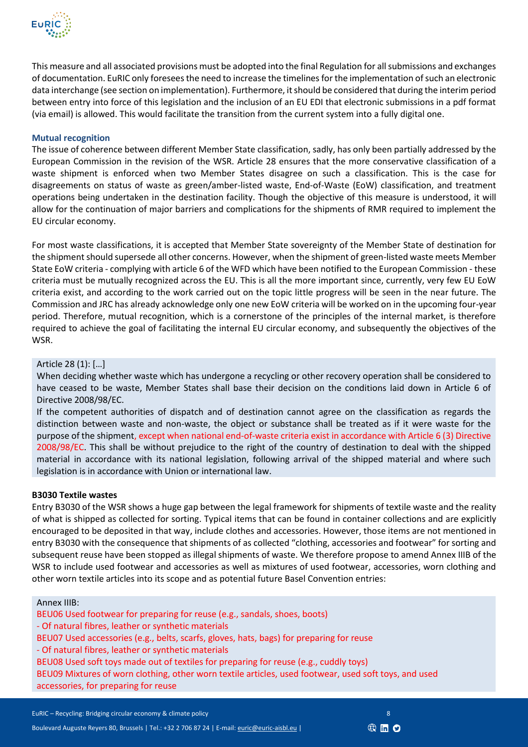This measure and all associated provisions must be adopted into the final Regulation for all submissions and exchanges of documentation. EuRIC only foresees the need to increase the timelines for the implementation of such an electronic data interchange (see section on implementation). Furthermore, it should be considered that during the interim period between entry into force of this legislation and the inclusion of an EU EDI that electronic submissions in a pdf format (via email) is allowed. This would facilitate the transition from the current system into a fully digital one.

### Mutual recognition

The issue of coherence between different Member State classification, sadly, has only been partially addressed by the European Commission in the revision of the WSR. Article 28 ensures that the more conservative classification of a waste shipment is enforced when two Member States disagree on such a classification. This is the case for disagreements on status of waste as green/amber-listed waste, End-of-Waste (EoW) classification, and treatment operations being undertaken in the destination facility. Though the objective of this measure is understood, it will allow for the continuation of major barriers and complications for the shipments of RMR required to implement the EU circular economy.

For most waste classifications, it is accepted that Member State sovereignty of the Member State of destination for the shipment should supersede all other concerns. However, when the shipment of green-listed waste meets Member State EoW criteria - complying with article 6 of the WFD which have been notified to the European Commission - these criteria must be mutually recognized across the EU. This is all the more important since, currently, very few EU EoW criteria exist, and according to the work carried out on the topic little progress will be seen in the near future. The Commission and JRC has already acknowledge only one new EoW criteria will be worked on in the upcoming four-year period. Therefore, mutual recognition, which is a cornerstone of the principles of the internal market, is therefore required to achieve the goal of facilitating the internal EU circular economy, and subsequently the objectives of the WSR.

> Article 28 (1): […]
>
> When deciding whether waste which has undergone a recycling or other recovery operation shall be considered to have ceased to be waste, Member States shall base their decision on the conditions laid down in Article 6 of Directive 2008/98/EC.
>
> If the competent authorities of dispatch and of destination cannot agree on the classification as regards the distinction between waste and non-waste, the object or substance shall be treated as if it were waste for the purpose of the shipment, except when national end-of-waste criteria exist in accordance with Article 6 (3) Directive 2008/98/EC. This shall be without prejudice to the right of the country of destination to deal with the shipped material in accordance with its national legislation, following arrival of the shipped material and where such legislation is in accordance with Union or international law.

### B3030 Textile wastes

Entry B3030 of the WSR shows a huge gap between the legal framework for shipments of textile waste and the reality of what is shipped as collected for sorting. Typical items that can be found in container collections and are explicitly encouraged to be deposited in that way, include clothes and accessories. However, those items are not mentioned in entry B3030 with the consequence that shipments of as collected "clothing, accessories and footwear" for sorting and subsequent reuse have been stopped as illegal shipments of waste. We therefore propose to amend Annex IIIB of the WSR to include used footwear and accessories as well as mixtures of used footwear, accessories, worn clothing and other worn textile articles into its scope and as potential future Basel Convention entries:

> Annex IIIB:
>
> BEU06 Used footwear for preparing for reuse (e.g., sandals, shoes, boots)
> - Of natural fibres, leather or synthetic materials
>
> BEU07 Used accessories (e.g., belts, scarfs, gloves, hats, bags) for preparing for reuse
> - Of natural fibres, leather or synthetic materials
>
> BEU08 Used soft toys made out of textiles for preparing for reuse (e.g., cuddly toys)
>
> BEU09 Mixtures of worn clothing, other worn textile articles, used footwear, used soft toys, and used accessories, for preparing for reuse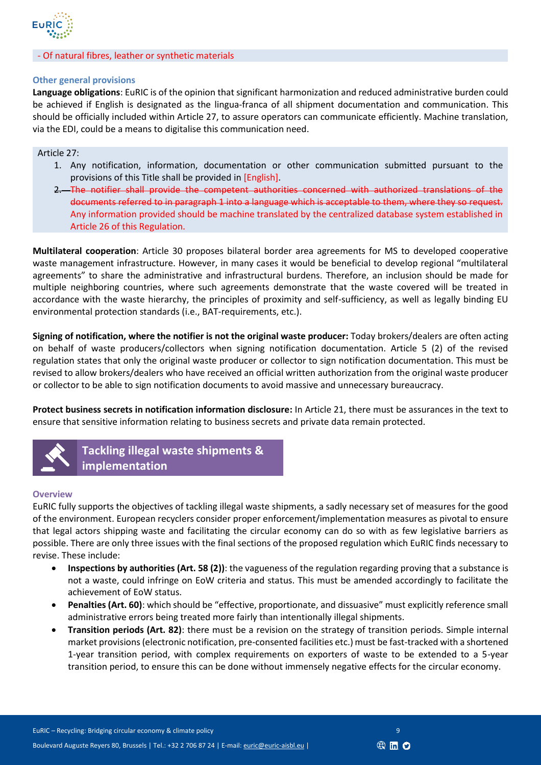- Of natural fibres, leather or synthetic materials

### Other general provisions

**Language obligations**: EuRIC is of the opinion that significant harmonization and reduced administrative burden could be achieved if English is designated as the lingua-franca of all shipment documentation and communication. This should be officially included within Article 27, to assure operators can communicate efficiently. Machine translation, via the EDI, could be a means to digitalise this communication need.

Article 27:

1. Any notification, information, documentation or other communication submitted pursuant to the provisions of this Title shall be provided in [English].
2. ~~The notifier shall provide the competent authorities concerned with authorized translations of the documents referred to in paragraph 1 into a language which is acceptable to them, where they so request.~~ Any information provided should be machine translated by the centralized database system established in Article 26 of this Regulation.

**Multilateral cooperation**: Article 30 proposes bilateral border area agreements for MS to developed cooperative waste management infrastructure. However, in many cases it would be beneficial to develop regional "multilateral agreements" to share the administrative and infrastructural burdens. Therefore, an inclusion should be made for multiple neighboring countries, where such agreements demonstrate that the waste covered will be treated in accordance with the waste hierarchy, the principles of proximity and self-sufficiency, as well as legally binding EU environmental protection standards (i.e., BAT-requirements, etc.).

**Signing of notification, where the notifier is not the original waste producer:** Today brokers/dealers are often acting on behalf of waste producers/collectors when signing notification documentation. Article 5 (2) of the revised regulation states that only the original waste producer or collector to sign notification documentation. This must be revised to allow brokers/dealers who have received an official written authorization from the original waste producer or collector to be able to sign notification documents to avoid massive and unnecessary bureaucracy.

**Protect business secrets in notification information disclosure:** In Article 21, there must be assurances in the text to ensure that sensitive information relating to business secrets and private data remain protected.

## Tackling illegal waste shipments & implementation

### Overview

EuRIC fully supports the objectives of tackling illegal waste shipments, a sadly necessary set of measures for the good of the environment. European recyclers consider proper enforcement/implementation measures as pivotal to ensure that legal actors shipping waste and facilitating the circular economy can do so with as few legislative barriers as possible. There are only three issues with the final sections of the proposed regulation which EuRIC finds necessary to revise. These include:

- **Inspections by authorities (Art. 58 (2))**: the vagueness of the regulation regarding proving that a substance is not a waste, could infringe on EoW criteria and status. This must be amended accordingly to facilitate the achievement of EoW status.
- **Penalties (Art. 60)**: which should be "effective, proportionate, and dissuasive" must explicitly reference small administrative errors being treated more fairly than intentionally illegal shipments.
- **Transition periods (Art. 82)**: there must be a revision on the strategy of transition periods. Simple internal market provisions (electronic notification, pre-consented facilities etc.) must be fast-tracked with a shortened 1-year transition period, with complex requirements on exporters of waste to be extended to a 5-year transition period, to ensure this can be done without immensely negative effects for the circular economy.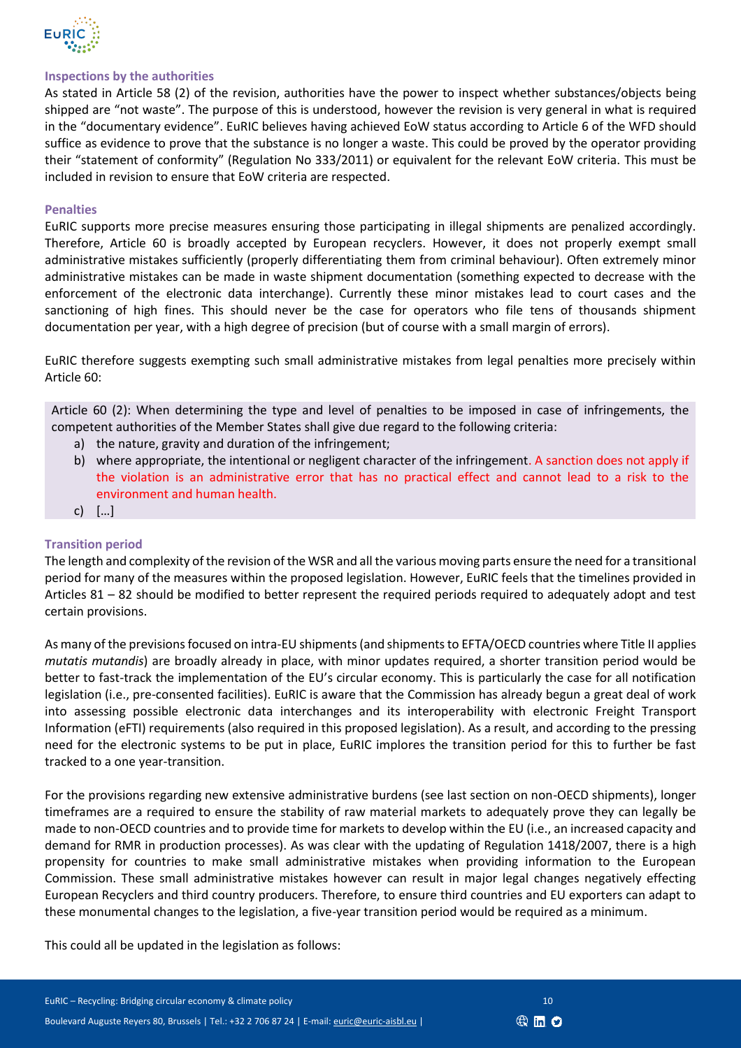### Inspections by the authorities

As stated in Article 58 (2) of the revision, authorities have the power to inspect whether substances/objects being shipped are "not waste". The purpose of this is understood, however the revision is very general in what is required in the "documentary evidence". EuRIC believes having achieved EoW status according to Article 6 of the WFD should suffice as evidence to prove that the substance is no longer a waste. This could be proved by the operator providing their "statement of conformity" (Regulation No 333/2011) or equivalent for the relevant EoW criteria. This must be included in revision to ensure that EoW criteria are respected.

### Penalties

EuRIC supports more precise measures ensuring those participating in illegal shipments are penalized accordingly. Therefore, Article 60 is broadly accepted by European recyclers. However, it does not properly exempt small administrative mistakes sufficiently (properly differentiating them from criminal behaviour). Often extremely minor administrative mistakes can be made in waste shipment documentation (something expected to decrease with the enforcement of the electronic data interchange). Currently these minor mistakes lead to court cases and the sanctioning of high fines. This should never be the case for operators who file tens of thousands shipment documentation per year, with a high degree of precision (but of course with a small margin of errors).

EuRIC therefore suggests exempting such small administrative mistakes from legal penalties more precisely within Article 60:

> Article 60 (2): When determining the type and level of penalties to be imposed in case of infringements, the competent authorities of the Member States shall give due regard to the following criteria:
>
> a) the nature, gravity and duration of the infringement;
> b) where appropriate, the intentional or negligent character of the infringement. A sanction does not apply if the violation is an administrative error that has no practical effect and cannot lead to a risk to the environment and human health.
> c) […]

### Transition period

The length and complexity of the revision of the WSR and all the various moving parts ensure the need for a transitional period for many of the measures within the proposed legislation. However, EuRIC feels that the timelines provided in Articles 81 – 82 should be modified to better represent the required periods required to adequately adopt and test certain provisions.

As many of the previsions focused on intra-EU shipments (and shipments to EFTA/OECD countries where Title II applies *mutatis mutandis*) are broadly already in place, with minor updates required, a shorter transition period would be better to fast-track the implementation of the EU's circular economy. This is particularly the case for all notification legislation (i.e., pre-consented facilities). EuRIC is aware that the Commission has already begun a great deal of work into assessing possible electronic data interchanges and its interoperability with electronic Freight Transport Information (eFTI) requirements (also required in this proposed legislation). As a result, and according to the pressing need for the electronic systems to be put in place, EuRIC implores the transition period for this to further be fast tracked to a one year-transition.

For the provisions regarding new extensive administrative burdens (see last section on non-OECD shipments), longer timeframes are a required to ensure the stability of raw material markets to adequately prove they can legally be made to non-OECD countries and to provide time for markets to develop within the EU (i.e., an increased capacity and demand for RMR in production processes). As was clear with the updating of Regulation 1418/2007, there is a high propensity for countries to make small administrative mistakes when providing information to the European Commission. These small administrative mistakes however can result in major legal changes negatively effecting European Recyclers and third country producers. Therefore, to ensure third countries and EU exporters can adapt to these monumental changes to the legislation, a five-year transition period would be required as a minimum.

This could all be updated in the legislation as follows: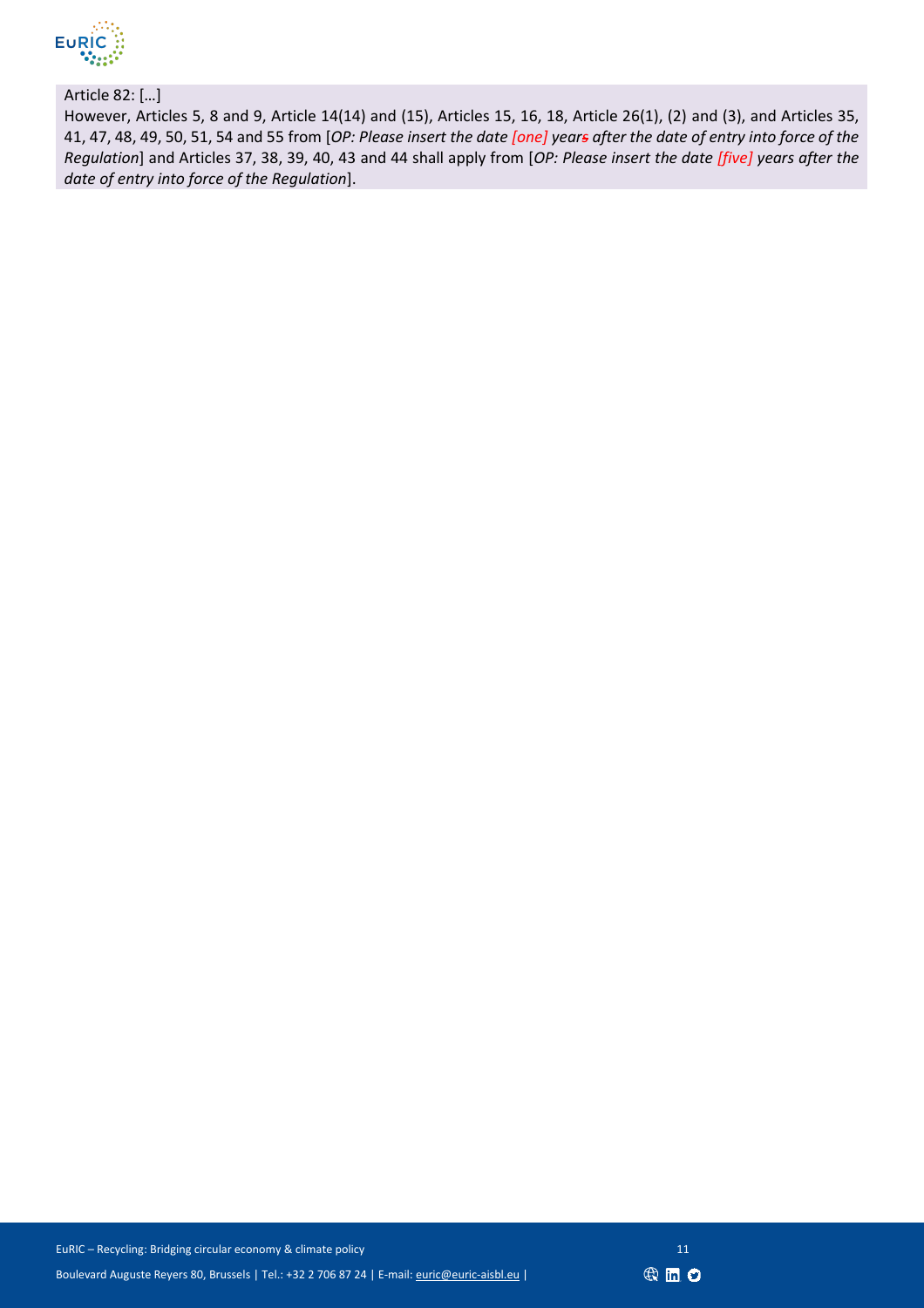Article 82: […]

However, Articles 5, 8 and 9, Article 14(14) and (15), Articles 15, 16, 18, Article 26(1), (2) and (3), and Articles 35, 41, 47, 48, 49, 50, 51, 54 and 55 from [*OP: Please insert the date [one] year~~s~~ after the date of entry into force of the Regulation*] and Articles 37, 38, 39, 40, 43 and 44 shall apply from [*OP: Please insert the date [five] years after the date of entry into force of the Regulation*].